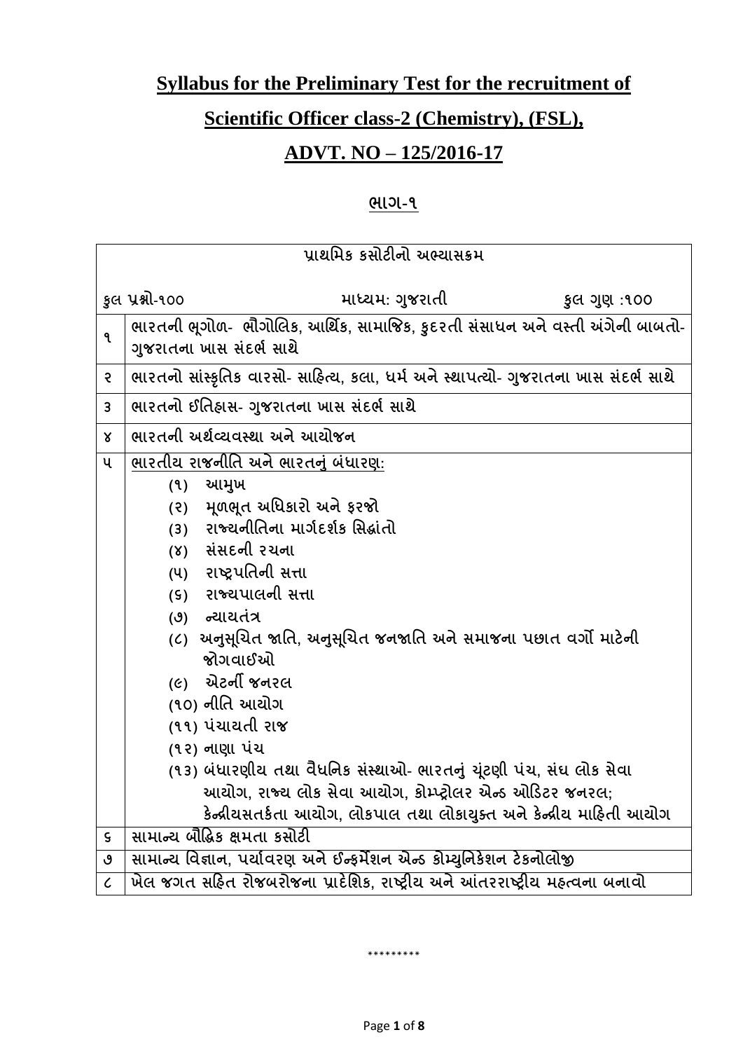# Syllabus for the Preliminary Test for the recruitment of Scientific Officer class-2 (Chemistry), (FSL), ADVT. NO – 125/2016-17

## ભાગ-૧

| પ્રાથમિક કસોટીનો અભ્યાસક્રમ | |
|---|---|
| કુલ પ્રશ્નો-૧૦૦ | માધ્યમ: ગુજરાતી &nbsp;&nbsp;&nbsp;&nbsp; કુલ ગુણ :૧૦૦ |
| ૧ | ભારતની ભૂગોળ- ભૌગોલિક, આર્થિક, સામાજિક, કુદરતી સંસાધન અને વસ્તી અંગેની બાબતો- ગુજરાતના ખાસ સંદર્ભ સાથે |
| ૨ | ભારતનો સાંસ્કૃતિક વારસો- સાહિત્ય, કલા, ધર્મ અને સ્થાપત્યો- ગુજરાતના ખાસ સંદર્ભ સાથે |
| ૩ | ભારતનો ઈતિહાસ- ગુજરાતના ખાસ સંદર્ભ સાથે |
| ૪ | ભારતની અર્થવ્યવસ્થા અને આયોજન |
| ૫ | <u>ભારતીય રાજનીતિ અને ભારતનું બંધારણ:</u><br>(૧) આમુખ<br>(૨) મૂળભૂત અધિકારો અને ફરજો<br>(૩) રાજ્યનીતિના માર્ગદર્શક સિદ્ધાંતો<br>(૪) સંસદની રચના<br>(૫) રાષ્ટ્રપતિની સત્તા<br>(૬) રાજ્યપાલની સત્તા<br>(૭) ન્યાયતંત્ર<br>(૮) અનુસૂચિત જાતિ, અનુસૂચિત જનજાતિ અને સમાજના પછાત વર્ગો માટેની જોગવાઈઓ<br>(૯) એટર્ની જનરલ<br>(૧૦) નીતિ આયોગ<br>(૧૧) પંચાયતી રાજ<br>(૧૨) નાણા પંચ<br>(૧૩) બંધારણીય તથા વૈધનિક સંસ્થાઓ- ભારતનું ચૂંટણી પંચ, સંઘ લોક સેવા આયોગ, રાજ્ય લોક સેવા આયોગ, કોમ્પ્ટ્રોલર એન્ડ ઓડિટર જનરલ; કેન્દ્રીયસતર્કતા આયોગ, લોકપાલ તથા લોકાયુક્ત અને કેન્દ્રીય માહિતી આયોગ |
| ૬ | સામાન્ય બૌદ્ધિક ક્ષમતા કસોટી |
| ૭ | સામાન્ય વિજ્ઞાન, પર્યાવરણ અને ઈન્ફર્મેશન એન્ડ કોમ્યુનિકેશન ટેકનોલોજી |
| ૮ | ખેલ જગત સહિત રોજબરોજના પ્રાદેશિક, રાષ્ટ્રીય અને આંતરરાષ્ટ્રીય મહત્વના બનાવો |

*********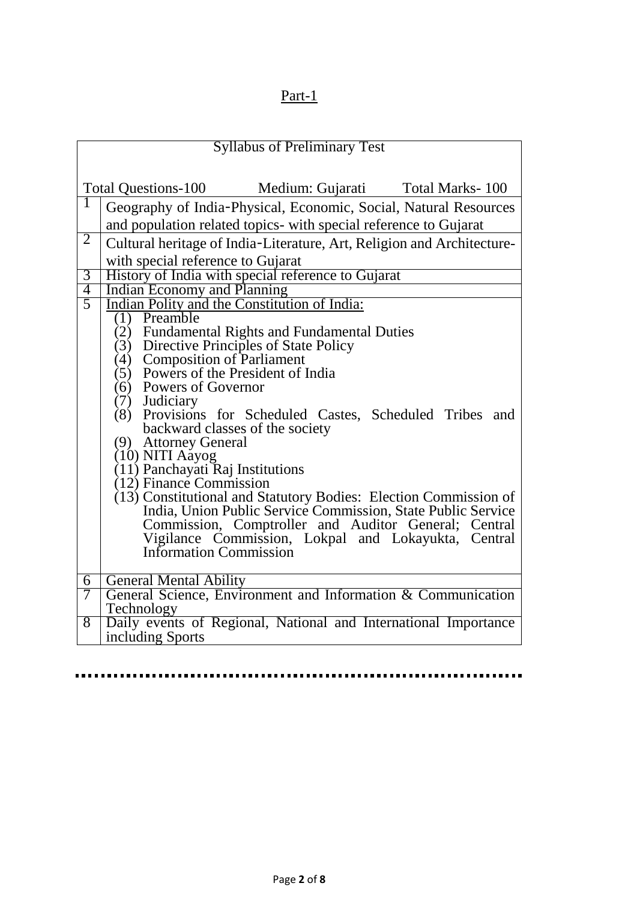## Part-1

| Syllabus of Preliminary Test | |
|---|---|
| Total Questions-100 | Medium: Gujarati Total Marks- 100 |
| 1 | Geography of India-Physical, Economic, Social, Natural Resources and population related topics- with special reference to Gujarat |
| 2 | Cultural heritage of India-Literature, Art, Religion and Architecture-with special reference to Gujarat |
| 3 | History of India with special reference to Gujarat |
| 4 | Indian Economy and Planning |
| 5 | Indian Polity and the Constitution of India:<br>(1) Preamble<br>(2) Fundamental Rights and Fundamental Duties<br>(3) Directive Principles of State Policy<br>(4) Composition of Parliament<br>(5) Powers of the President of India<br>(6) Powers of Governor<br>(7) Judiciary<br>(8) Provisions for Scheduled Castes, Scheduled Tribes and backward classes of the society<br>(9) Attorney General<br>(10) NITI Aayog<br>(11) Panchayati Raj Institutions<br>(12) Finance Commission<br>(13) Constitutional and Statutory Bodies: Election Commission of India, Union Public Service Commission, State Public Service Commission, Comptroller and Auditor General; Central Vigilance Commission, Lokpal and Lokayukta, Central Information Commission |
| 6 | General Mental Ability |
| 7 | General Science, Environment and Information & Communication Technology |
| 8 | Daily events of Regional, National and International Importance including Sports |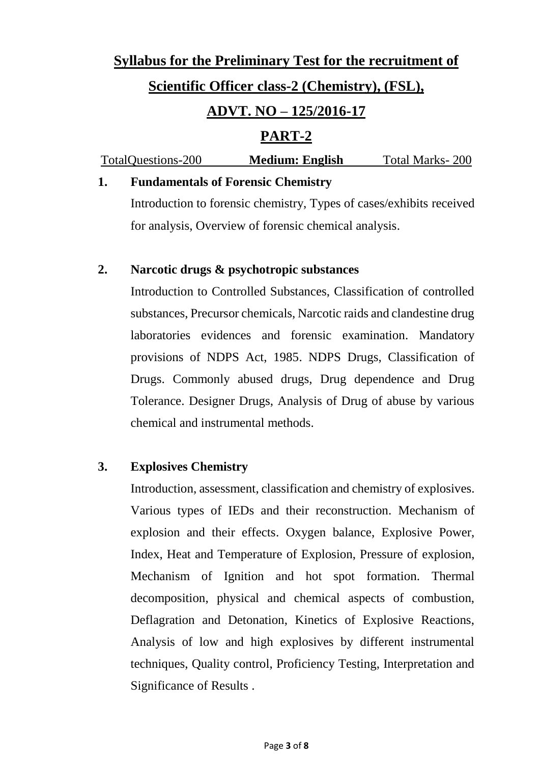## Syllabus for the Preliminary Test for the recruitment of Scientific Officer class-2 (Chemistry), (FSL), ADVT. NO – 125/2016-17

## PART-2

TotalQuestions-200 **Medium: English** Total Marks- 200

**1. Fundamentals of Forensic Chemistry**

Introduction to forensic chemistry, Types of cases/exhibits received for analysis, Overview of forensic chemical analysis.

**2. Narcotic drugs & psychotropic substances**

Introduction to Controlled Substances, Classification of controlled substances, Precursor chemicals, Narcotic raids and clandestine drug laboratories evidences and forensic examination. Mandatory provisions of NDPS Act, 1985. NDPS Drugs, Classification of Drugs. Commonly abused drugs, Drug dependence and Drug Tolerance. Designer Drugs, Analysis of Drug of abuse by various chemical and instrumental methods.

**3. Explosives Chemistry**

Introduction, assessment, classification and chemistry of explosives. Various types of IEDs and their reconstruction. Mechanism of explosion and their effects. Oxygen balance, Explosive Power, Index, Heat and Temperature of Explosion, Pressure of explosion, Mechanism of Ignition and hot spot formation. Thermal decomposition, physical and chemical aspects of combustion, Deflagration and Detonation, Kinetics of Explosive Reactions, Analysis of low and high explosives by different instrumental techniques, Quality control, Proficiency Testing, Interpretation and Significance of Results .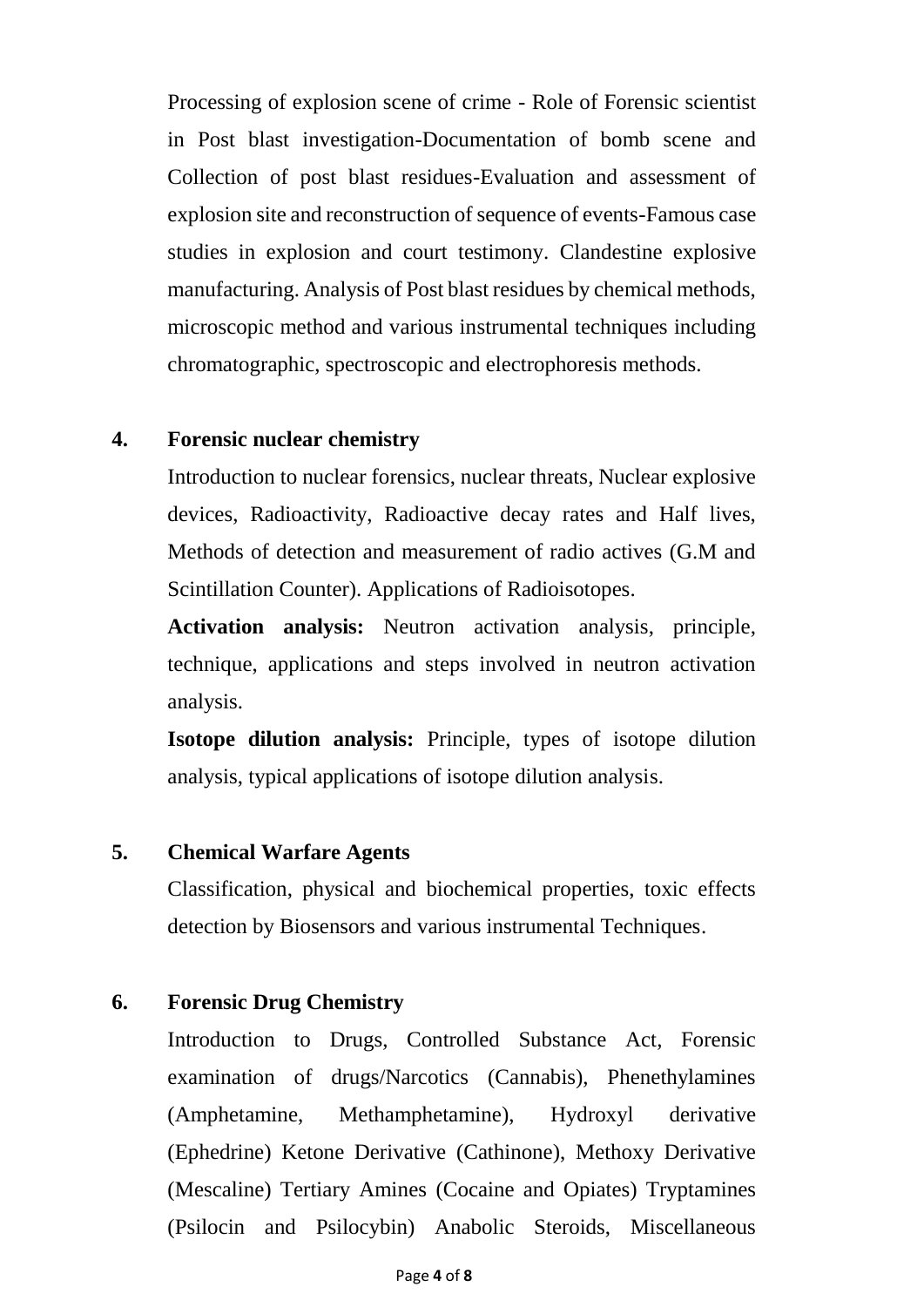Processing of explosion scene of crime - Role of Forensic scientist in Post blast investigation-Documentation of bomb scene and Collection of post blast residues-Evaluation and assessment of explosion site and reconstruction of sequence of events-Famous case studies in explosion and court testimony. Clandestine explosive manufacturing. Analysis of Post blast residues by chemical methods, microscopic method and various instrumental techniques including chromatographic, spectroscopic and electrophoresis methods.

**4. Forensic nuclear chemistry**

Introduction to nuclear forensics, nuclear threats, Nuclear explosive devices, Radioactivity, Radioactive decay rates and Half lives, Methods of detection and measurement of radio actives (G.M and Scintillation Counter). Applications of Radioisotopes.

**Activation analysis:** Neutron activation analysis, principle, technique, applications and steps involved in neutron activation analysis.

**Isotope dilution analysis:** Principle, types of isotope dilution analysis, typical applications of isotope dilution analysis.

**5. Chemical Warfare Agents**

Classification, physical and biochemical properties, toxic effects detection by Biosensors and various instrumental Techniques.

**6. Forensic Drug Chemistry**

Introduction to Drugs, Controlled Substance Act, Forensic examination of drugs/Narcotics (Cannabis), Phenethylamines (Amphetamine, Methamphetamine), Hydroxyl derivative (Ephedrine) Ketone Derivative (Cathinone), Methoxy Derivative (Mescaline) Tertiary Amines (Cocaine and Opiates) Tryptamines (Psilocin and Psilocybin) Anabolic Steroids, Miscellaneous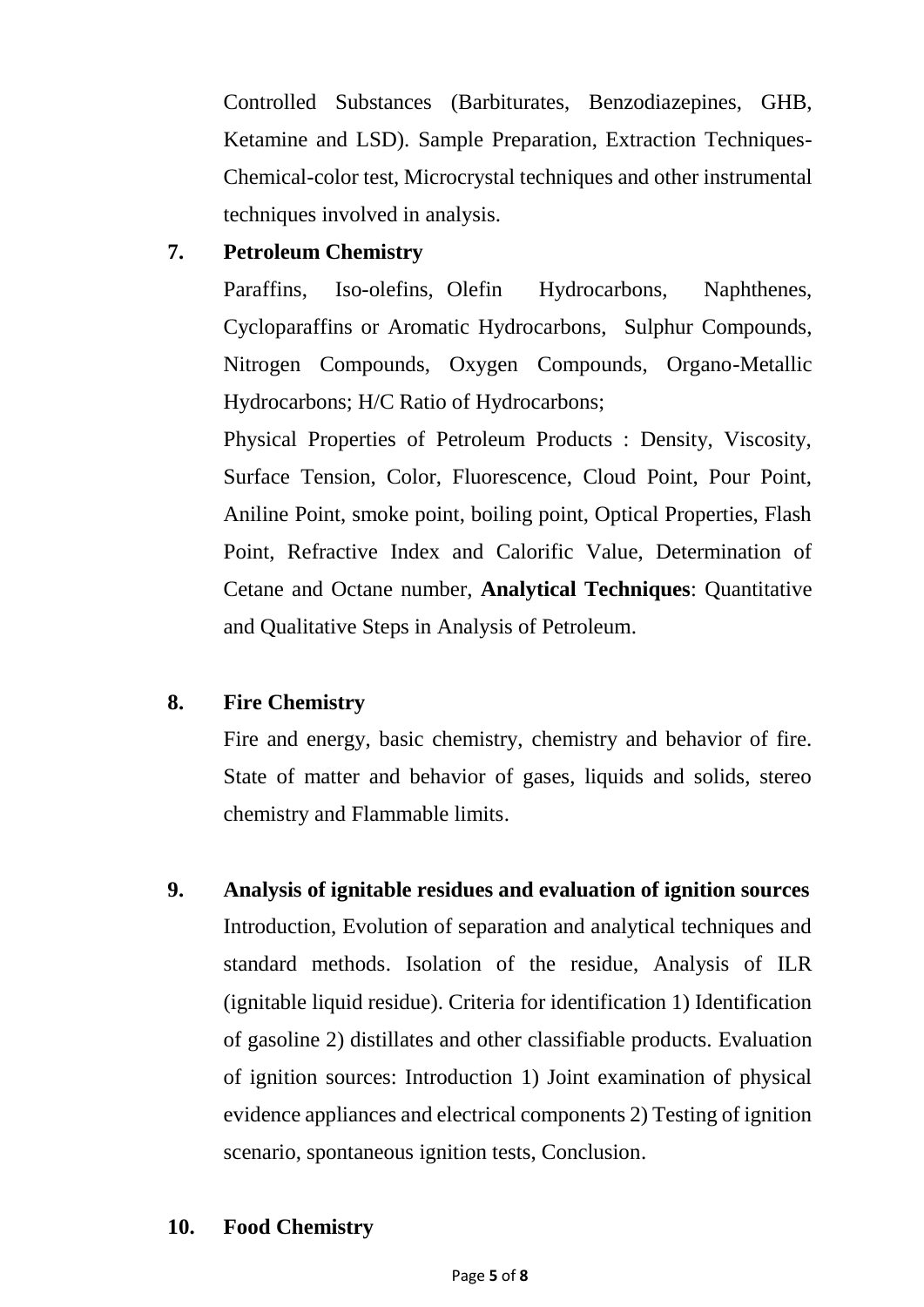Controlled Substances (Barbiturates, Benzodiazepines, GHB, Ketamine and LSD). Sample Preparation, Extraction Techniques- Chemical-color test, Microcrystal techniques and other instrumental techniques involved in analysis.

**7. Petroleum Chemistry**

Paraffins, Iso-olefins, Olefin Hydrocarbons, Naphthenes, Cycloparaffins or Aromatic Hydrocarbons, Sulphur Compounds, Nitrogen Compounds, Oxygen Compounds, Organo-Metallic Hydrocarbons; H/C Ratio of Hydrocarbons;

Physical Properties of Petroleum Products : Density, Viscosity, Surface Tension, Color, Fluorescence, Cloud Point, Pour Point, Aniline Point, smoke point, boiling point, Optical Properties, Flash Point, Refractive Index and Calorific Value, Determination of Cetane and Octane number, **Analytical Techniques**: Quantitative and Qualitative Steps in Analysis of Petroleum.

**8. Fire Chemistry**

Fire and energy, basic chemistry, chemistry and behavior of fire. State of matter and behavior of gases, liquids and solids, stereo chemistry and Flammable limits.

**9. Analysis of ignitable residues and evaluation of ignition sources**

Introduction, Evolution of separation and analytical techniques and standard methods. Isolation of the residue, Analysis of ILR (ignitable liquid residue). Criteria for identification 1) Identification of gasoline 2) distillates and other classifiable products. Evaluation of ignition sources: Introduction 1) Joint examination of physical evidence appliances and electrical components 2) Testing of ignition scenario, spontaneous ignition tests, Conclusion.

**10. Food Chemistry**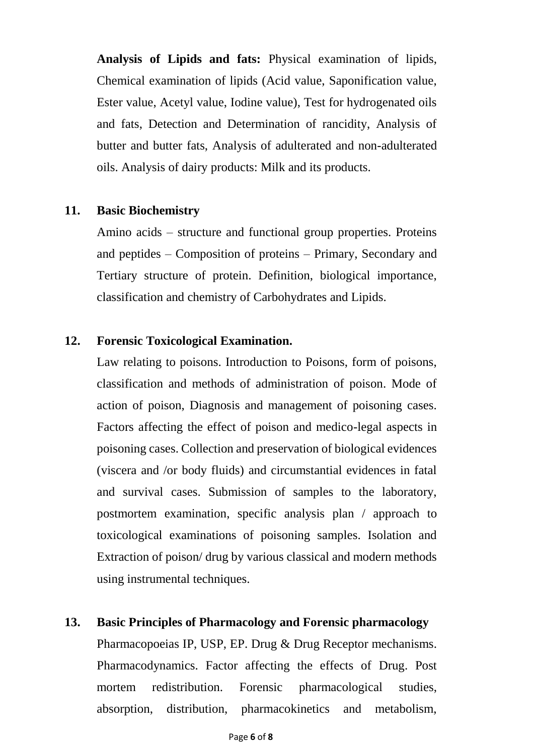**Analysis of Lipids and fats:** Physical examination of lipids, Chemical examination of lipids (Acid value, Saponification value, Ester value, Acetyl value, Iodine value), Test for hydrogenated oils and fats, Detection and Determination of rancidity, Analysis of butter and butter fats, Analysis of adulterated and non-adulterated oils. Analysis of dairy products: Milk and its products.

**11. Basic Biochemistry**

Amino acids – structure and functional group properties. Proteins and peptides – Composition of proteins – Primary, Secondary and Tertiary structure of protein. Definition, biological importance, classification and chemistry of Carbohydrates and Lipids.

**12. Forensic Toxicological Examination.**

Law relating to poisons. Introduction to Poisons, form of poisons, classification and methods of administration of poison. Mode of action of poison, Diagnosis and management of poisoning cases. Factors affecting the effect of poison and medico-legal aspects in poisoning cases. Collection and preservation of biological evidences (viscera and /or body fluids) and circumstantial evidences in fatal and survival cases. Submission of samples to the laboratory, postmortem examination, specific analysis plan / approach to toxicological examinations of poisoning samples. Isolation and Extraction of poison/ drug by various classical and modern methods using instrumental techniques.

**13. Basic Principles of Pharmacology and Forensic pharmacology**

Pharmacopoeias IP, USP, EP. Drug & Drug Receptor mechanisms. Pharmacodynamics. Factor affecting the effects of Drug. Post mortem redistribution. Forensic pharmacological studies, absorption, distribution, pharmacokinetics and metabolism,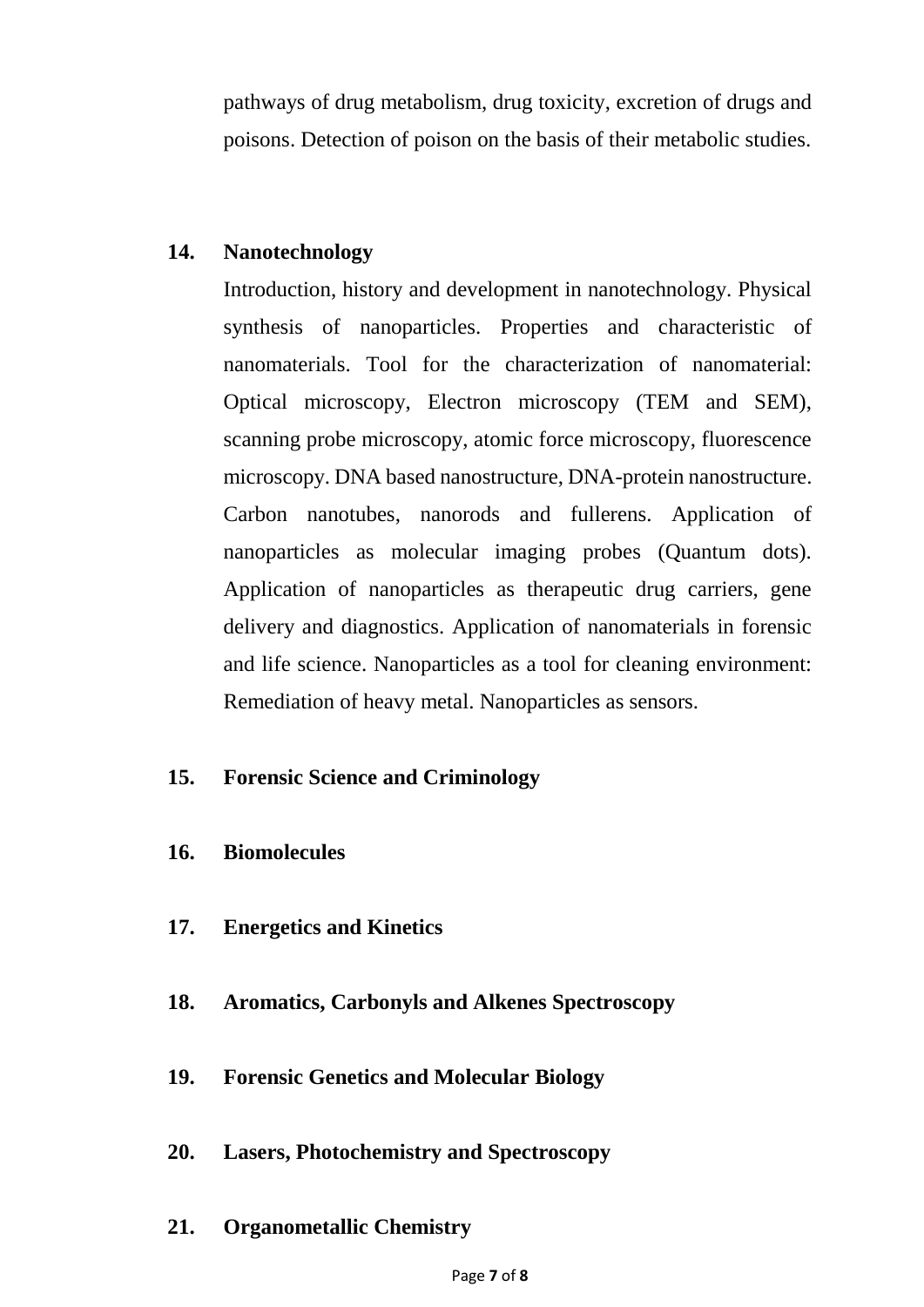pathways of drug metabolism, drug toxicity, excretion of drugs and poisons. Detection of poison on the basis of their metabolic studies.

**14. Nanotechnology**

Introduction, history and development in nanotechnology. Physical synthesis of nanoparticles. Properties and characteristic of nanomaterials. Tool for the characterization of nanomaterial: Optical microscopy, Electron microscopy (TEM and SEM), scanning probe microscopy, atomic force microscopy, fluorescence microscopy. DNA based nanostructure, DNA-protein nanostructure. Carbon nanotubes, nanorods and fullerens. Application of nanoparticles as molecular imaging probes (Quantum dots). Application of nanoparticles as therapeutic drug carriers, gene delivery and diagnostics. Application of nanomaterials in forensic and life science. Nanoparticles as a tool for cleaning environment: Remediation of heavy metal. Nanoparticles as sensors.

**15. Forensic Science and Criminology**

**16. Biomolecules**

**17. Energetics and Kinetics**

**18. Aromatics, Carbonyls and Alkenes Spectroscopy**

**19. Forensic Genetics and Molecular Biology**

**20. Lasers, Photochemistry and Spectroscopy**

**21. Organometallic Chemistry**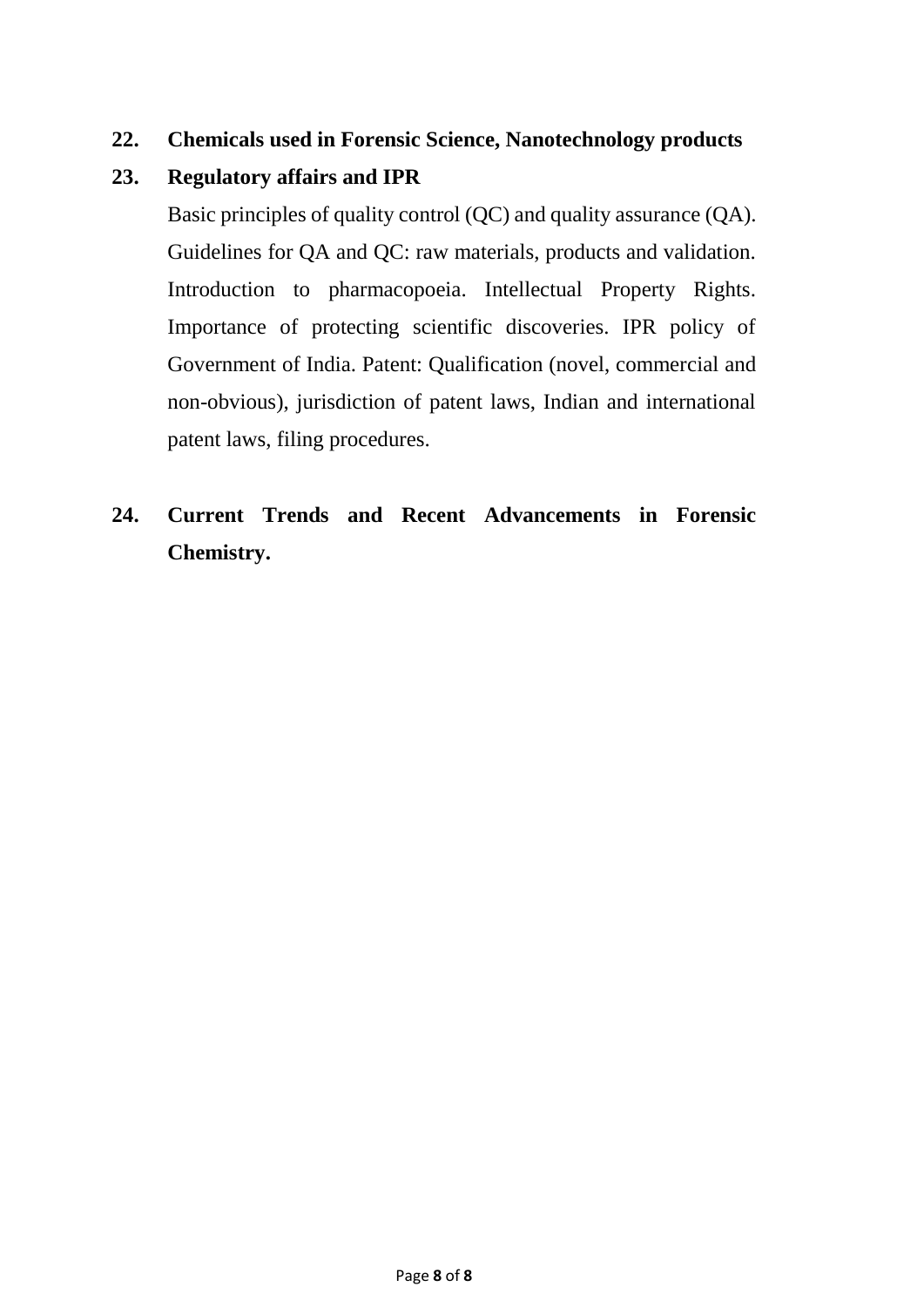**22. Chemicals used in Forensic Science, Nanotechnology products**

**23. Regulatory affairs and IPR**

Basic principles of quality control (QC) and quality assurance (QA). Guidelines for QA and QC: raw materials, products and validation. Introduction to pharmacopoeia. Intellectual Property Rights. Importance of protecting scientific discoveries. IPR policy of Government of India. Patent: Qualification (novel, commercial and non-obvious), jurisdiction of patent laws, Indian and international patent laws, filing procedures.

**24. Current Trends and Recent Advancements in Forensic Chemistry.**